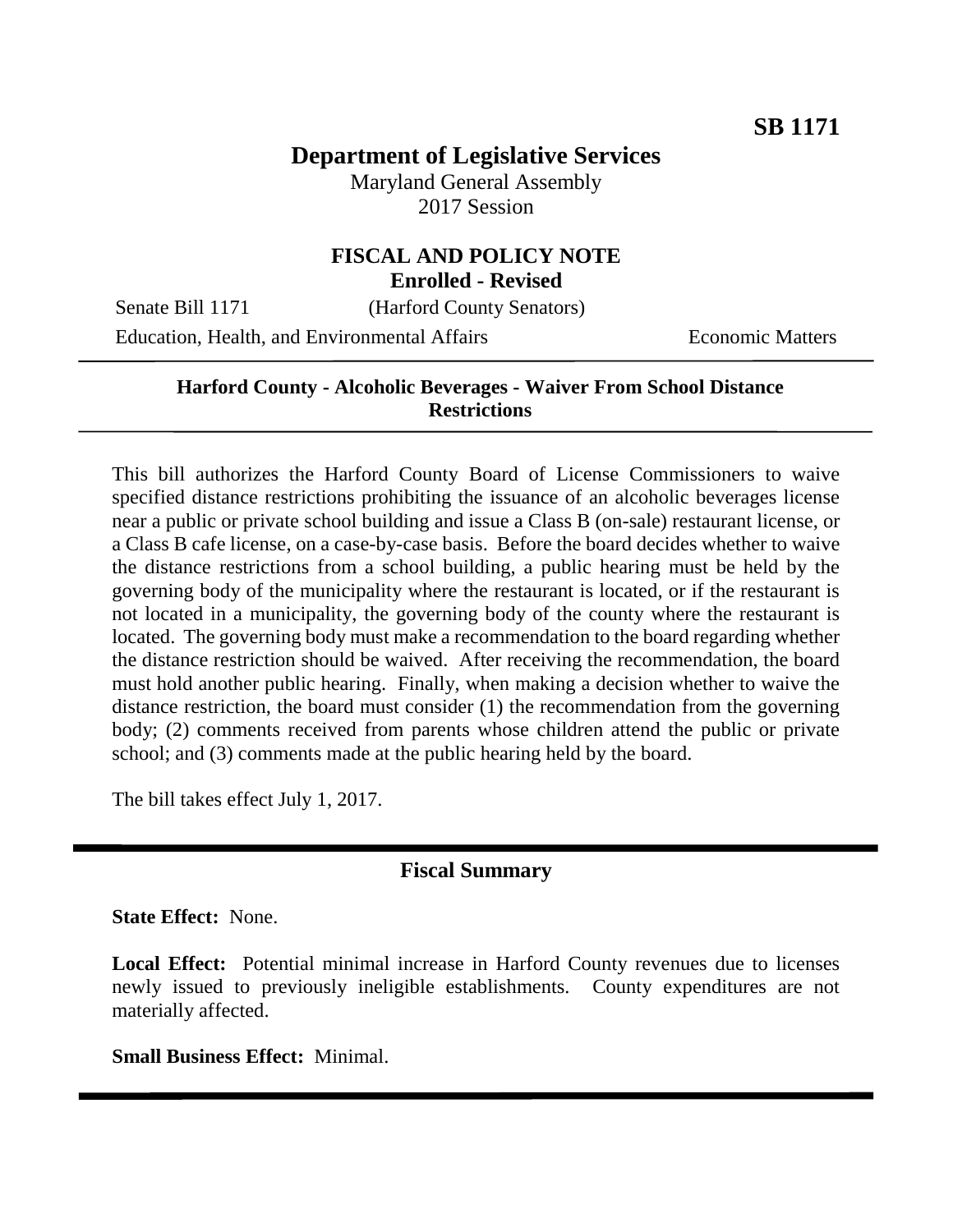**SB 1171**

# Department of Legislative Services

Maryland General Assembly
2017 Session

## FISCAL AND POLICY NOTE
**Enrolled - Revised**

Senate Bill 1171 (Harford County Senators)

Education, Health, and Environmental Affairs Economic Matters

---

**Harford County - Alcoholic Beverages - Waiver From School Distance Restrictions**

---

This bill authorizes the Harford County Board of License Commissioners to waive specified distance restrictions prohibiting the issuance of an alcoholic beverages license near a public or private school building and issue a Class B (on-sale) restaurant license, or a Class B cafe license, on a case-by-case basis. Before the board decides whether to waive the distance restrictions from a school building, a public hearing must be held by the governing body of the municipality where the restaurant is located, or if the restaurant is not located in a municipality, the governing body of the county where the restaurant is located. The governing body must make a recommendation to the board regarding whether the distance restriction should be waived. After receiving the recommendation, the board must hold another public hearing. Finally, when making a decision whether to waive the distance restriction, the board must consider (1) the recommendation from the governing body; (2) comments received from parents whose children attend the public or private school; and (3) comments made at the public hearing held by the board.

The bill takes effect July 1, 2017.

---

## Fiscal Summary

**State Effect:** None.

**Local Effect:** Potential minimal increase in Harford County revenues due to licenses newly issued to previously ineligible establishments. County expenditures are not materially affected.

**Small Business Effect:** Minimal.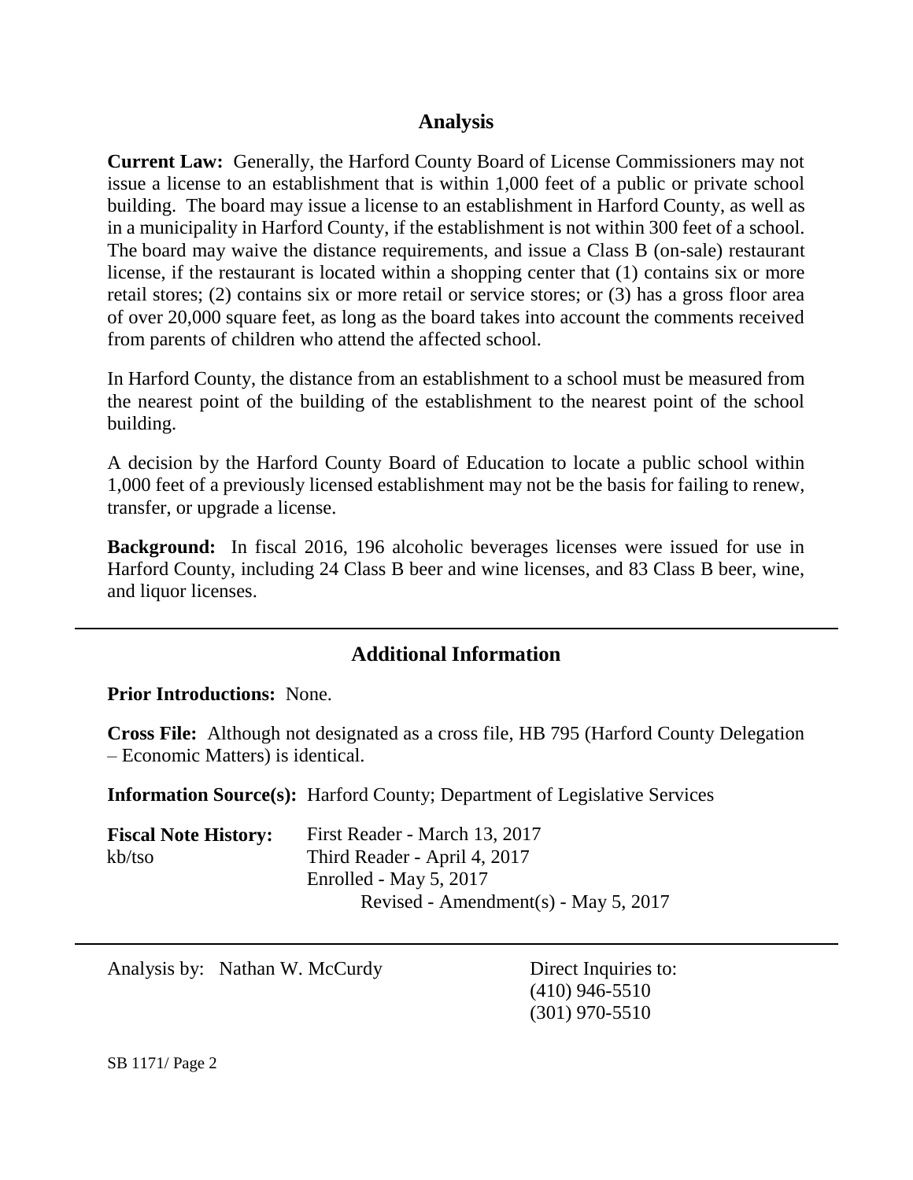## Analysis

**Current Law:** Generally, the Harford County Board of License Commissioners may not issue a license to an establishment that is within 1,000 feet of a public or private school building. The board may issue a license to an establishment in Harford County, as well as in a municipality in Harford County, if the establishment is not within 300 feet of a school. The board may waive the distance requirements, and issue a Class B (on-sale) restaurant license, if the restaurant is located within a shopping center that (1) contains six or more retail stores; (2) contains six or more retail or service stores; or (3) has a gross floor area of over 20,000 square feet, as long as the board takes into account the comments received from parents of children who attend the affected school.

In Harford County, the distance from an establishment to a school must be measured from the nearest point of the building of the establishment to the nearest point of the school building.

A decision by the Harford County Board of Education to locate a public school within 1,000 feet of a previously licensed establishment may not be the basis for failing to renew, transfer, or upgrade a license.

**Background:** In fiscal 2016, 196 alcoholic beverages licenses were issued for use in Harford County, including 24 Class B beer and wine licenses, and 83 Class B beer, wine, and liquor licenses.

## Additional Information

**Prior Introductions:** None.

**Cross File:** Although not designated as a cross file, HB 795 (Harford County Delegation – Economic Matters) is identical.

**Information Source(s):** Harford County; Department of Legislative Services

**Fiscal Note History:** First Reader - March 13, 2017
kb/tso Third Reader - April 4, 2017
Enrolled - May 5, 2017
Revised - Amendment(s) - May 5, 2017

Analysis by: Nathan W. McCurdy

Direct Inquiries to:
(410) 946-5510
(301) 970-5510